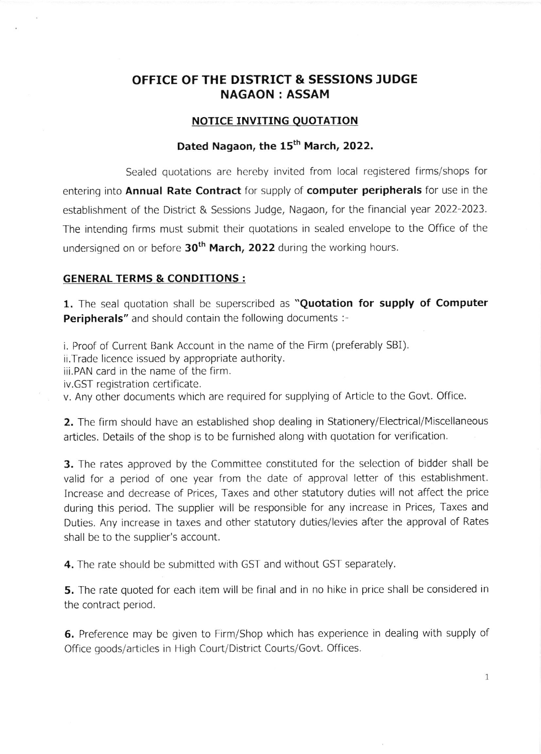# OFFICE OF THE DISTRICT & SESSIONS JUDGE
# NAGAON : ASSAM

## NOTICE INVITING QUOTATION

### Dated Nagaon, the 15th March, 2022.

Sealed quotations are hereby invited from local registered firms/shops for entering into **Annual Rate Contract** for supply of **computer peripherals** for use in the establishment of the District & Sessions Judge, Nagaon, for the financial year 2022-2023. The intending firms must submit their quotations in sealed envelope to the Office of the undersigned on or before **30th March, 2022** during the working hours.

## GENERAL TERMS & CONDITIONS :

**1.** The seal quotation shall be superscribed as **"Quotation for supply of Computer Peripherals"** and should contain the following documents :-

i. Proof of Current Bank Account in the name of the Firm (preferably SBI).
ii.Trade licence issued by appropriate authority.
iii.PAN card in the name of the firm.
iv.GST registration certificate.
v. Any other documents which are required for supplying of Article to the Govt. Office.

**2.** The firm should have an established shop dealing in Stationery/Electrical/Miscellaneous articles. Details of the shop is to be furnished along with quotation for verification.

**3.** The rates approved by the Committee constituted for the selection of bidder shall be valid for a period of one year from the date of approval letter of this establishment. Increase and decrease of Prices, Taxes and other statutory duties will not affect the price during this period. The supplier will be responsible for any increase in Prices, Taxes and Duties. Any increase in taxes and other statutory duties/levies after the approval of Rates shall be to the supplier's account.

**4.** The rate should be submitted with GST and without GST separately.

**5.** The rate quoted for each item will be final and in no hike in price shall be considered in the contract period.

**6.** Preference may be given to Firm/Shop which has experience in dealing with supply of Office goods/articles in High Court/District Courts/Govt. Offices.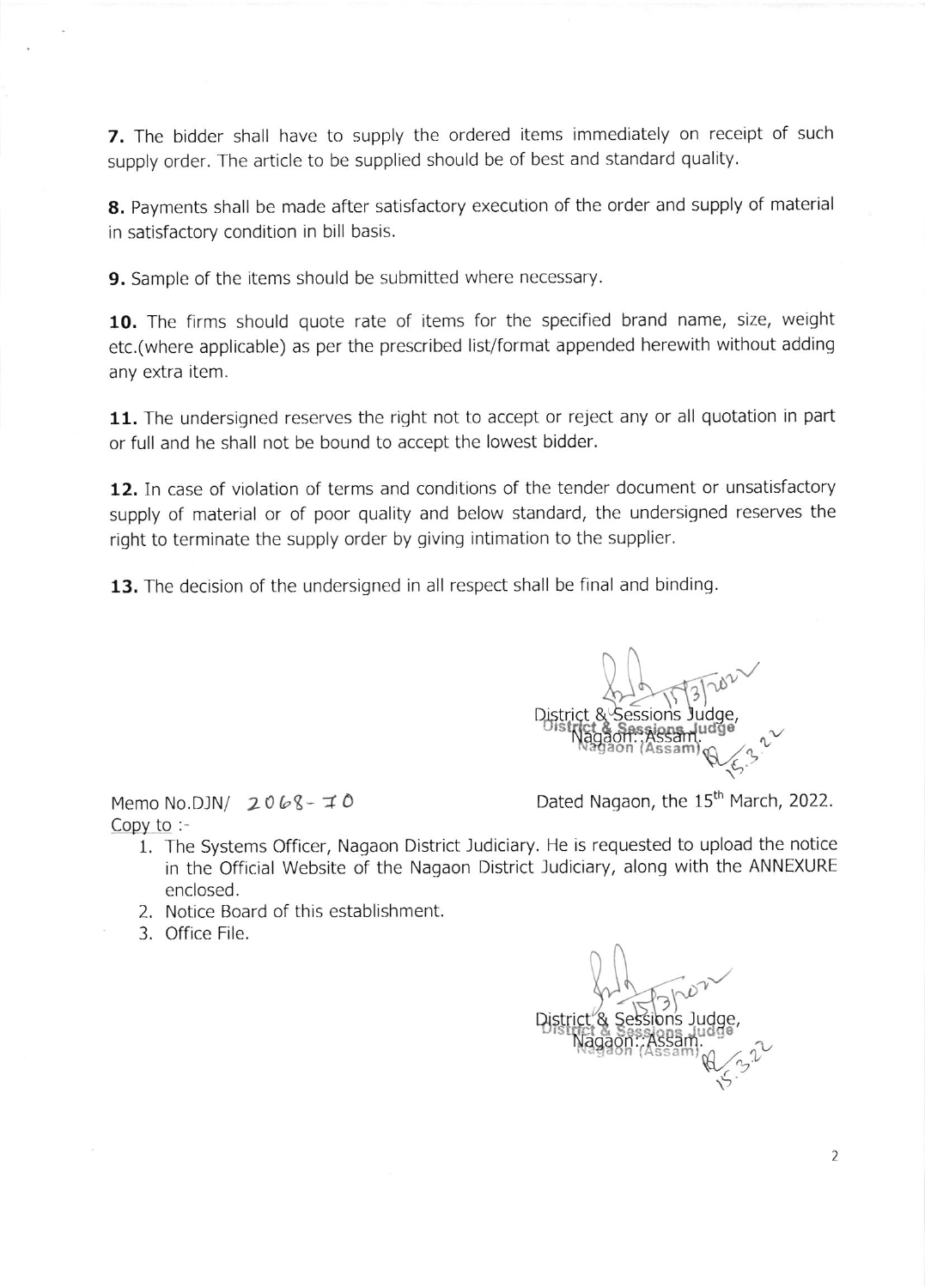**7.** The bidder shall have to supply the ordered items immediately on receipt of such supply order. The article to be supplied should be of best and standard quality.

**8.** Payments shall be made after satisfactory execution of the order and supply of material in satisfactory condition in bill basis.

**9.** Sample of the items should be submitted where necessary.

**10.** The firms should quote rate of items for the specified brand name, size, weight etc.(where applicable) as per the prescribed list/format appended herewith without adding any extra item.

**11.** The undersigned reserves the right not to accept or reject any or all quotation in part or full and he shall not be bound to accept the lowest bidder.

**12.** In case of violation of terms and conditions of the tender document or unsatisfactory supply of material or of poor quality and below standard, the undersigned reserves the right to terminate the supply order by giving intimation to the supplier.

**13.** The decision of the undersigned in all respect shall be final and binding.

District & Sessions Judge,
Nagaon::Assam.

Memo No.DJN/ 2068-70

Dated Nagaon, the 15th March, 2022.

Copy to :-

1. The Systems Officer, Nagaon District Judiciary. He is requested to upload the notice in the Official Website of the Nagaon District Judiciary, along with the ANNEXURE enclosed.
2. Notice Board of this establishment.
3. Office File.

District & Sessions Judge,
Nagaon::Assam.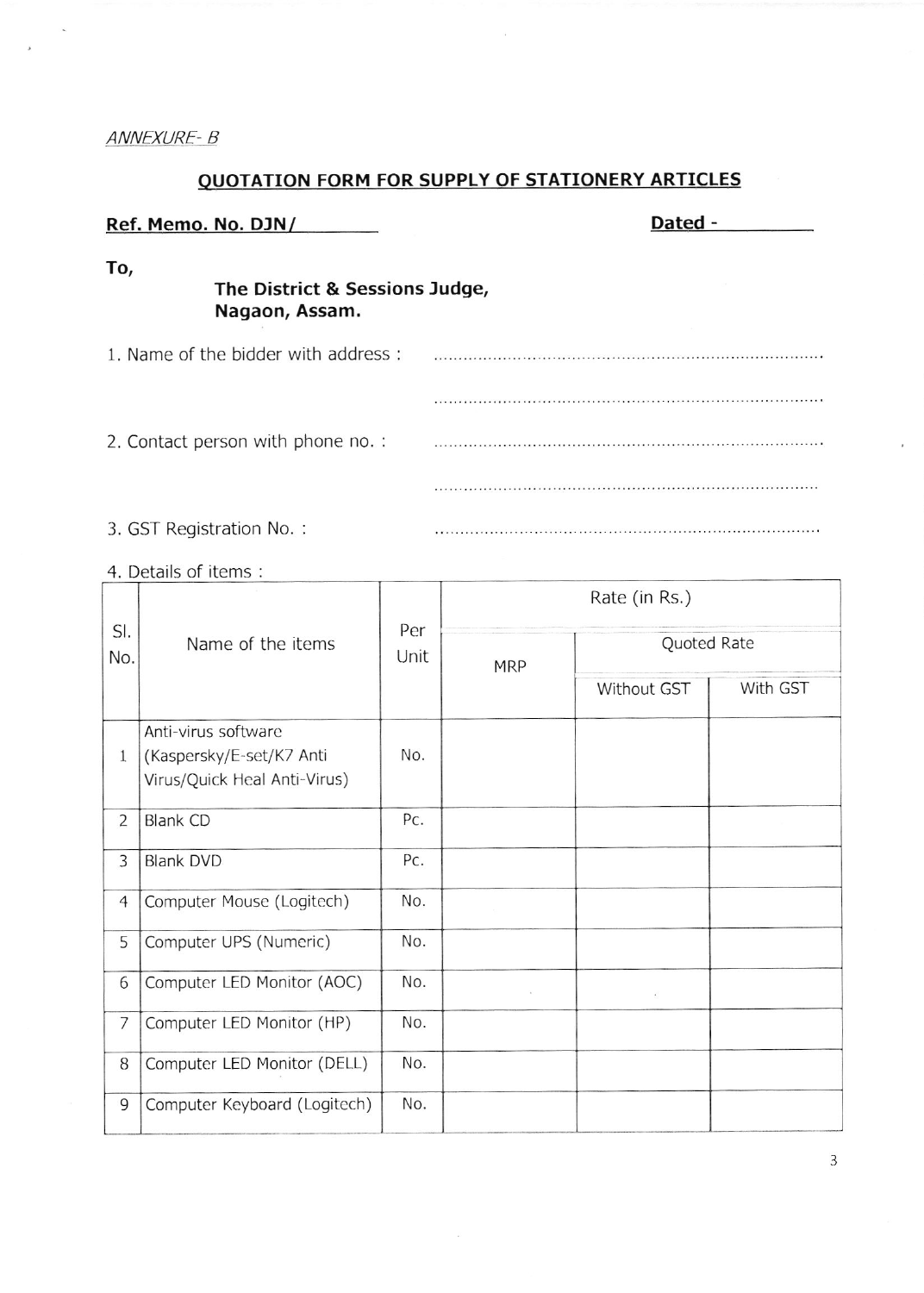*ANNEXURE- B*

## QUOTATION FORM FOR SUPPLY OF STATIONERY ARTICLES

**Ref. Memo. No. DJN/\_\_\_\_\_\_\_\_** **Dated - \_\_\_\_\_\_\_\_**

**To,**

**The District & Sessions Judge,**
**Nagaon, Assam.**

1. Name of the bidder with address : ..............................................................................

..............................................................................

2. Contact person with phone no. : ..............................................................................

..............................................................................

3. GST Registration No. : ..............................................................................

4. Details of items :

| Sl. No. | Name of the items | Per Unit | Rate (in Rs.) | | |
|---|---|---|---|---|---|
| | | | MRP | Quoted Rate | |
| | | | | Without GST | With GST |
| 1 | Anti-virus software (Kaspersky/E-set/K7 Anti Virus/Quick Heal Anti-Virus) | No. | | | |
| 2 | Blank CD | Pc. | | | |
| 3 | Blank DVD | Pc. | | | |
| 4 | Computer Mouse (Logitech) | No. | | | |
| 5 | Computer UPS (Numeric) | No. | | | |
| 6 | Computer LED Monitor (AOC) | No. | | | |
| 7 | Computer LED Monitor (HP) | No. | | | |
| 8 | Computer LED Monitor (DELL) | No. | | | |
| 9 | Computer Keyboard (Logitech) | No. | | | |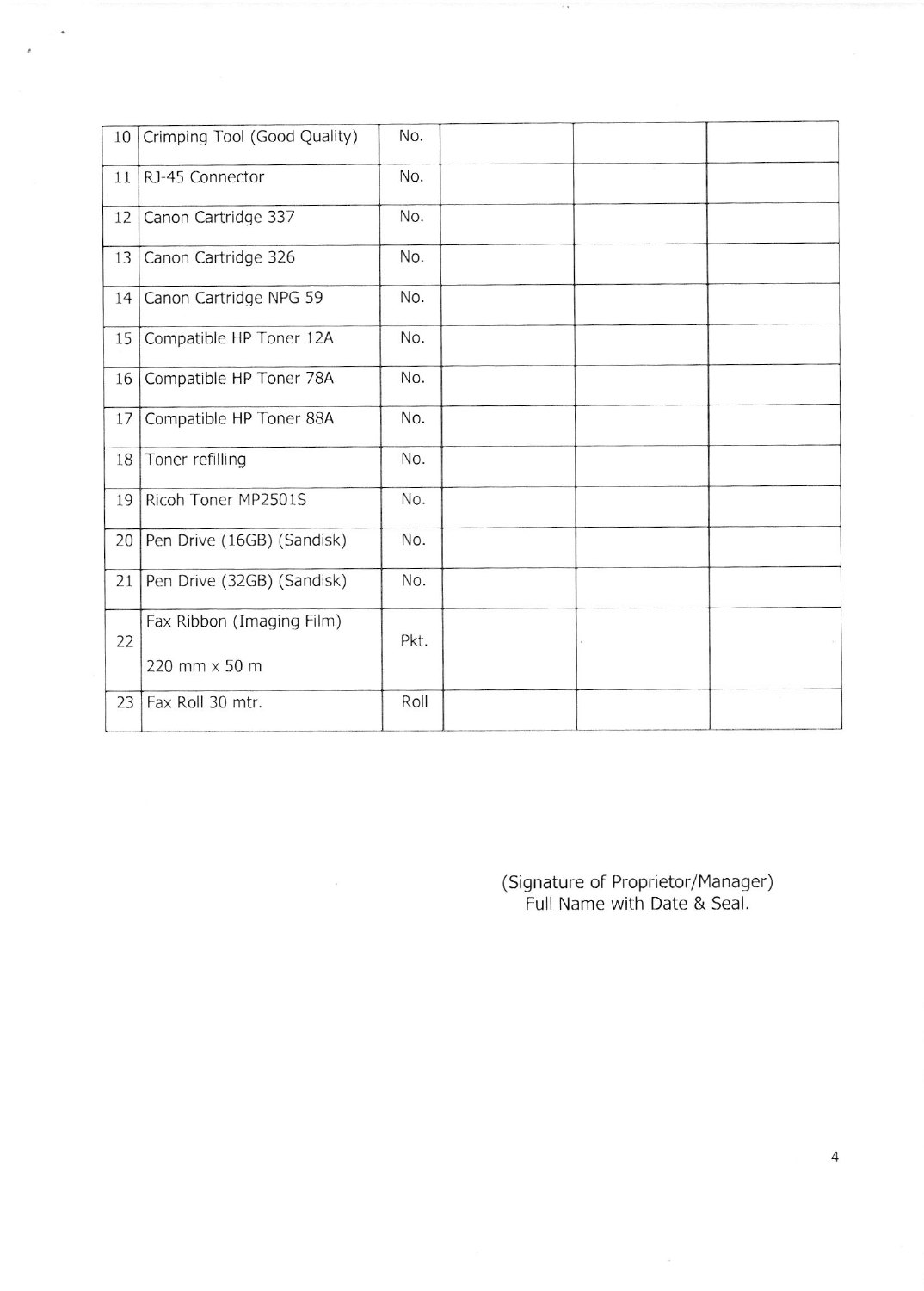| | | | | | |
|---|---|---|---|---|---|
| 10 | Crimping Tool (Good Quality) | No. | | | |
| 11 | RJ-45 Connector | No. | | | |
| 12 | Canon Cartridge 337 | No. | | | |
| 13 | Canon Cartridge 326 | No. | | | |
| 14 | Canon Cartridge NPG 59 | No. | | | |
| 15 | Compatible HP Toner 12A | No. | | | |
| 16 | Compatible HP Toner 78A | No. | | | |
| 17 | Compatible HP Toner 88A | No. | | | |
| 18 | Toner refilling | No. | | | |
| 19 | Ricoh Toner MP2501S | No. | | | |
| 20 | Pen Drive (16GB) (Sandisk) | No. | | | |
| 21 | Pen Drive (32GB) (Sandisk) | No. | | | |
| 22 | Fax Ribbon (Imaging Film) 220 mm x 50 m | Pkt. | | | |
| 23 | Fax Roll 30 mtr. | Roll | | | |

(Signature of Proprietor/Manager)
Full Name with Date & Seal.